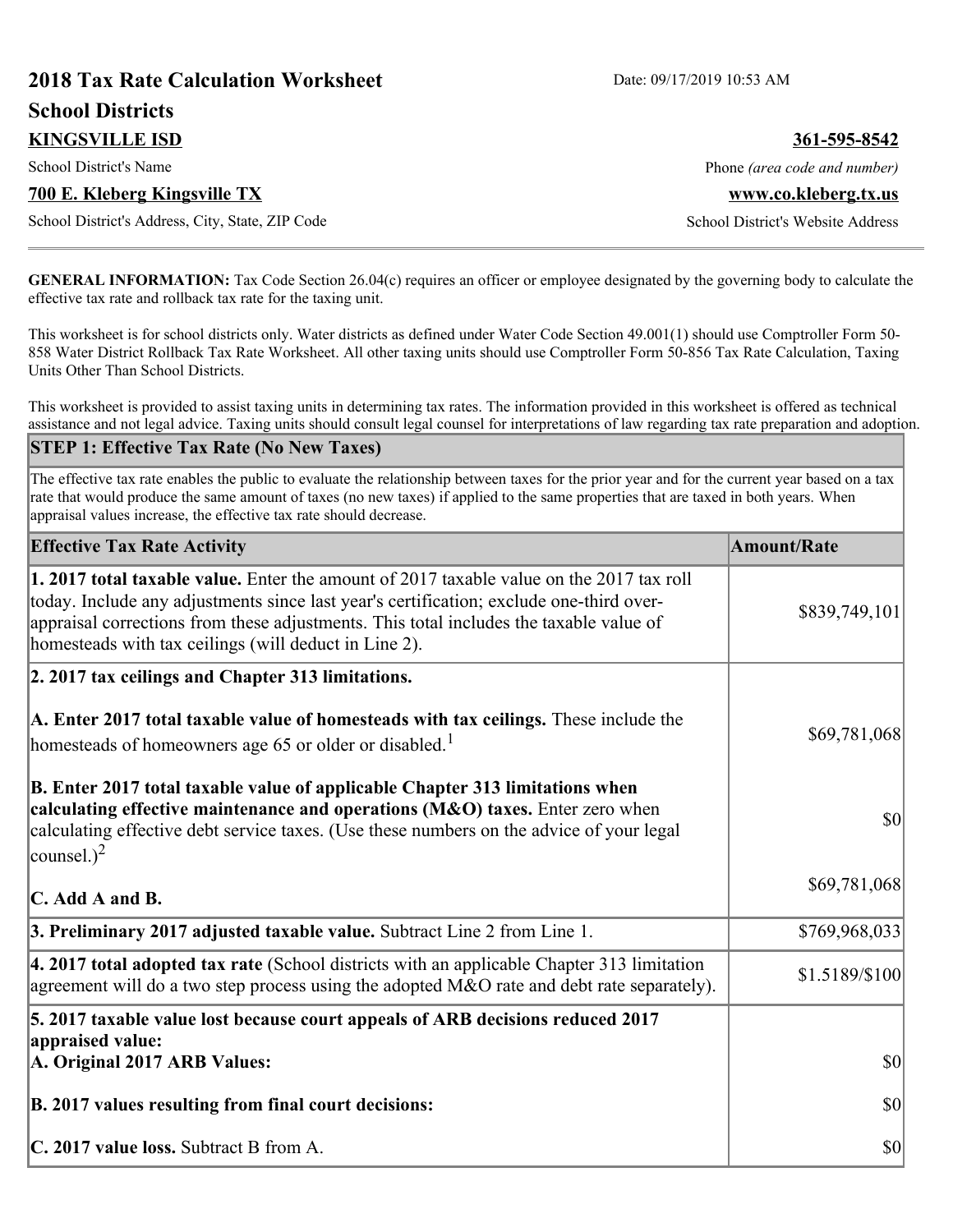# 2018 Tax Rate Calculation Worksheet

Date: 09/17/2019 10:53 AM

## School Districts

**KINGSVILLE ISD**
School District's Name

**361-595-8542**
Phone *(area code and number)*

**700 E. Kleberg Kingsville TX**
School District's Address, City, State, ZIP Code

**www.co.kleberg.tx.us**
School District's Website Address

**GENERAL INFORMATION:** Tax Code Section 26.04(c) requires an officer or employee designated by the governing body to calculate the effective tax rate and rollback tax rate for the taxing unit.

This worksheet is for school districts only. Water districts as defined under Water Code Section 49.001(1) should use Comptroller Form 50-858 Water District Rollback Tax Rate Worksheet. All other taxing units should use Comptroller Form 50-856 Tax Rate Calculation, Taxing Units Other Than School Districts.

This worksheet is provided to assist taxing units in determining tax rates. The information provided in this worksheet is offered as technical assistance and not legal advice. Taxing units should consult legal counsel for interpretations of law regarding tax rate preparation and adoption.

### STEP 1: Effective Tax Rate (No New Taxes)

The effective tax rate enables the public to evaluate the relationship between taxes for the prior year and for the current year based on a tax rate that would produce the same amount of taxes (no new taxes) if applied to the same properties that are taxed in both years. When appraisal values increase, the effective tax rate should decrease.

| Effective Tax Rate Activity | Amount/Rate |
| --- | --- |
| **1. 2017 total taxable value.** Enter the amount of 2017 taxable value on the 2017 tax roll today. Include any adjustments since last year's certification; exclude one-third over-appraisal corrections from these adjustments. This total includes the taxable value of homesteads with tax ceilings (will deduct in Line 2). | $839,749,101 |
| **2. 2017 tax ceilings and Chapter 313 limitations.** | |
| **A. Enter 2017 total taxable value of homesteads with tax ceilings.** These include the homesteads of homeowners age 65 or older or disabled.[1] | $69,781,068 |
| **B. Enter 2017 total taxable value of applicable Chapter 313 limitations when calculating effective maintenance and operations (M&O) taxes.** Enter zero when calculating effective debt service taxes. (Use these numbers on the advice of your legal counsel.)[2] | $0 |
| **C. Add A and B.** | $69,781,068 |
| **3. Preliminary 2017 adjusted taxable value.** Subtract Line 2 from Line 1. | $769,968,033 |
| **4. 2017 total adopted tax rate** (School districts with an applicable Chapter 313 limitation agreement will do a two step process using the adopted M&O rate and debt rate separately). | $1.5189/$100 |
| **5. 2017 taxable value lost because court appeals of ARB decisions reduced 2017 appraised value:** | |
| **A. Original 2017 ARB Values:** | $0 |
| **B. 2017 values resulting from final court decisions:** | $0 |
| **C. 2017 value loss.** Subtract B from A. | $0 |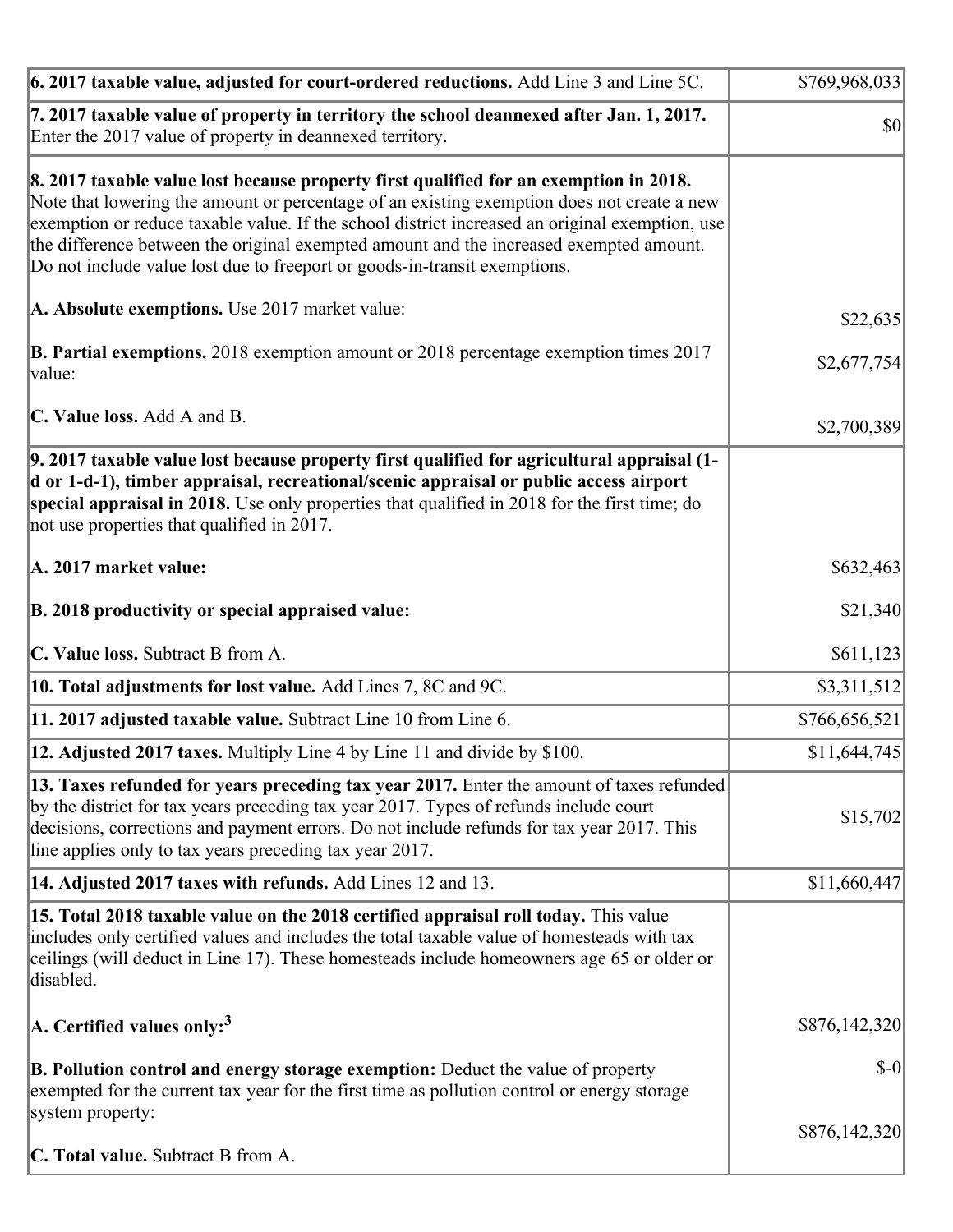| | |
|---|---|
| **6. 2017 taxable value, adjusted for court-ordered reductions.** Add Line 3 and Line 5C. | $769,968,033 |
| **7. 2017 taxable value of property in territory the school deannexed after Jan. 1, 2017.** Enter the 2017 value of property in deannexed territory. | $0 |
| **8. 2017 taxable value lost because property first qualified for an exemption in 2018.** Note that lowering the amount or percentage of an existing exemption does not create a new exemption or reduce taxable value. If the school district increased an original exemption, use the difference between the original exempted amount and the increased exempted amount. Do not include value lost due to freeport or goods-in-transit exemptions.<br><br>**A. Absolute exemptions.** Use 2017 market value:<br><br>**B. Partial exemptions.** 2018 exemption amount or 2018 percentage exemption times 2017 value:<br><br>**C. Value loss.** Add A and B. | <br><br><br><br><br>$22,635<br><br>$2,677,754<br><br>$2,700,389 |
| **9. 2017 taxable value lost because property first qualified for agricultural appraisal (1-d or 1-d-1), timber appraisal, recreational/scenic appraisal or public access airport special appraisal in 2018.** Use only properties that qualified in 2018 for the first time; do not use properties that qualified in 2017.<br><br>**A. 2017 market value:**<br><br>**B. 2018 productivity or special appraised value:**<br><br>**C. Value loss.** Subtract B from A. | <br><br><br><br>$632,463<br><br>$21,340<br><br>$611,123 |
| **10. Total adjustments for lost value.** Add Lines 7, 8C and 9C. | $3,311,512 |
| **11. 2017 adjusted taxable value.** Subtract Line 10 from Line 6. | $766,656,521 |
| **12. Adjusted 2017 taxes.** Multiply Line 4 by Line 11 and divide by $100. | $11,644,745 |
| **13. Taxes refunded for years preceding tax year 2017.** Enter the amount of taxes refunded by the district for tax years preceding tax year 2017. Types of refunds include court decisions, corrections and payment errors. Do not include refunds for tax year 2017. This line applies only to tax years preceding tax year 2017. | $15,702 |
| **14. Adjusted 2017 taxes with refunds.** Add Lines 12 and 13. | $11,660,447 |
| **15. Total 2018 taxable value on the 2018 certified appraisal roll today.** This value includes only certified values and includes the total taxable value of homesteads with tax ceilings (will deduct in Line 17). These homesteads include homeowners age 65 or older or disabled.<br><br>**A. Certified values only:**[3]<br><br>**B. Pollution control and energy storage exemption:** Deduct the value of property exempted for the current tax year for the first time as pollution control or energy storage system property:<br><br>**C. Total value.** Subtract B from A. | <br><br><br><br>$876,142,320<br><br>$-0<br><br>$876,142,320 |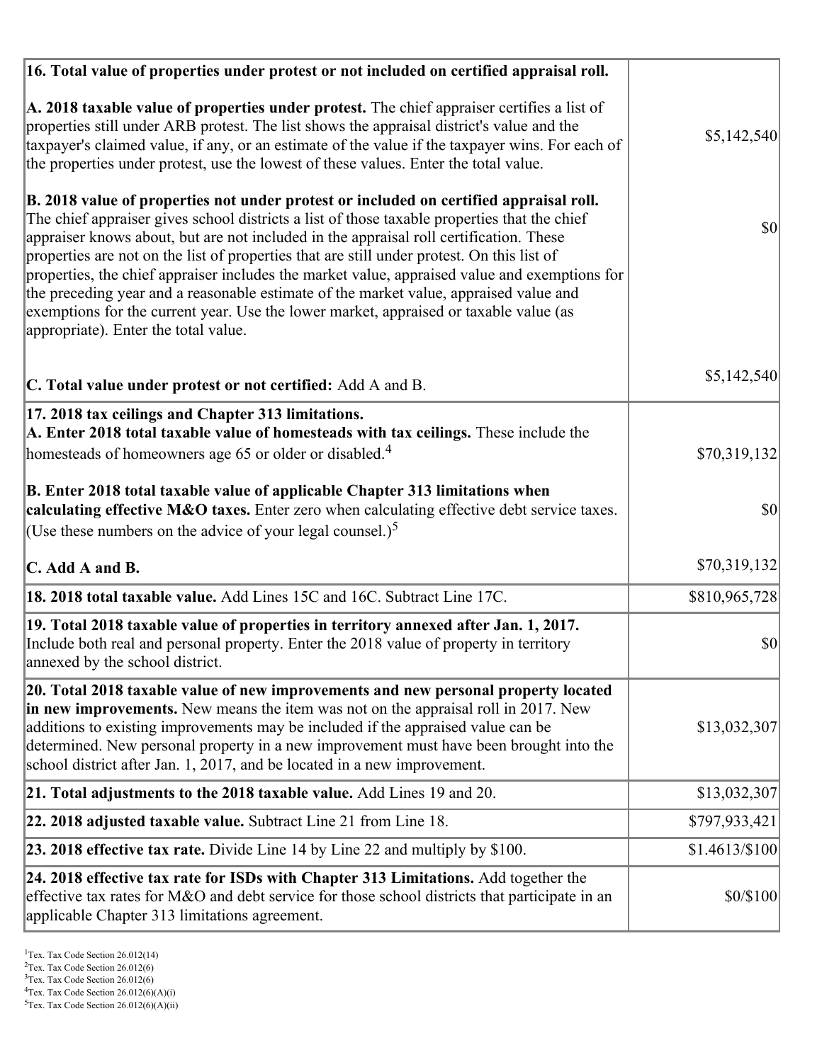| | |
|---|---|
| **16. Total value of properties under protest or not included on certified appraisal roll.** | |
| **A. 2018 taxable value of properties under protest.** The chief appraiser certifies a list of properties still under ARB protest. The list shows the appraisal district's value and the taxpayer's claimed value, if any, or an estimate of the value if the taxpayer wins. For each of the properties under protest, use the lowest of these values. Enter the total value. | $5,142,540 |
| **B. 2018 value of properties not under protest or included on certified appraisal roll.** The chief appraiser gives school districts a list of those taxable properties that the chief appraiser knows about, but are not included in the appraisal roll certification. These properties are not on the list of properties that are still under protest. On this list of properties, the chief appraiser includes the market value, appraised value and exemptions for the preceding year and a reasonable estimate of the market value, appraised value and exemptions for the current year. Use the lower market, appraised or taxable value (as appropriate). Enter the total value. | $0 |
| **C. Total value under protest or not certified:** Add A and B. | $5,142,540 |
| **17. 2018 tax ceilings and Chapter 313 limitations.** | |
| **A. Enter 2018 total taxable value of homesteads with tax ceilings.** These include the homesteads of homeowners age 65 or older or disabled.[4] | $70,319,132 |
| **B. Enter 2018 total taxable value of applicable Chapter 313 limitations when calculating effective M&O taxes.** Enter zero when calculating effective debt service taxes. (Use these numbers on the advice of your legal counsel.)[5] | $0 |
| **C. Add A and B.** | $70,319,132 |
| **18. 2018 total taxable value.** Add Lines 15C and 16C. Subtract Line 17C. | $810,965,728 |
| **19. Total 2018 taxable value of properties in territory annexed after Jan. 1, 2017.** Include both real and personal property. Enter the 2018 value of property in territory annexed by the school district. | $0 |
| **20. Total 2018 taxable value of new improvements and new personal property located in new improvements.** New means the item was not on the appraisal roll in 2017. New additions to existing improvements may be included if the appraised value can be determined. New personal property in a new improvement must have been brought into the school district after Jan. 1, 2017, and be located in a new improvement. | $13,032,307 |
| **21. Total adjustments to the 2018 taxable value.** Add Lines 19 and 20. | $13,032,307 |
| **22. 2018 adjusted taxable value.** Subtract Line 21 from Line 18. | $797,933,421 |
| **23. 2018 effective tax rate.** Divide Line 14 by Line 22 and multiply by $100. | $1.4613/$100 |
| **24. 2018 effective tax rate for ISDs with Chapter 313 Limitations.** Add together the effective tax rates for M&O and debt service for those school districts that participate in an applicable Chapter 313 limitations agreement. | $0/$100 |

[1]Tex. Tax Code Section 26.012(14)
[2]Tex. Tax Code Section 26.012(6)
[3]Tex. Tax Code Section 26.012(6)
[4]Tex. Tax Code Section 26.012(6)(A)(i)
[5]Tex. Tax Code Section 26.012(6)(A)(ii)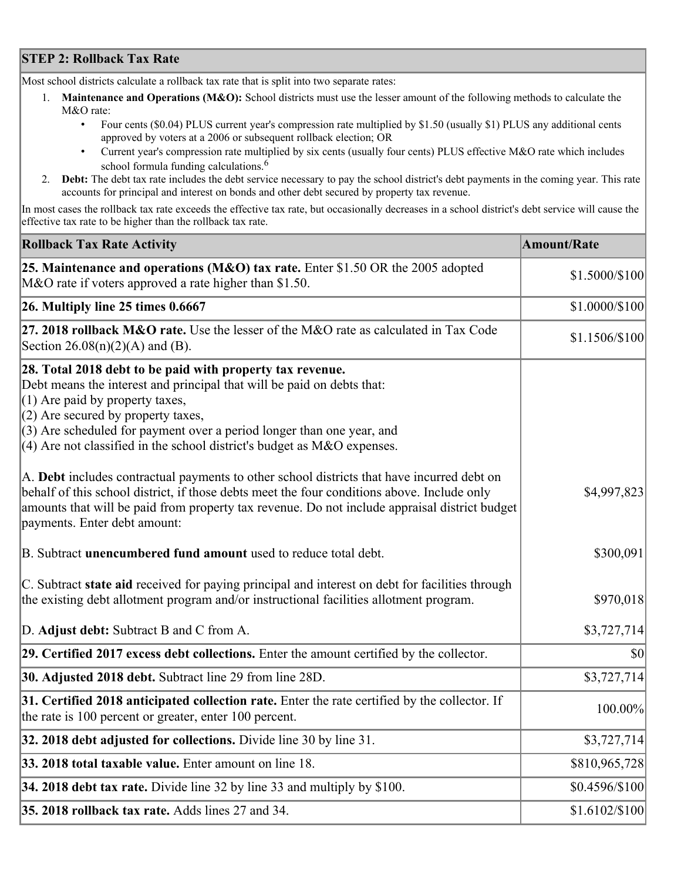## STEP 2: Rollback Tax Rate

Most school districts calculate a rollback tax rate that is split into two separate rates:

1. **Maintenance and Operations (M&O):** School districts must use the lesser amount of the following methods to calculate the M&O rate:
   - Four cents ($0.04) PLUS current year's compression rate multiplied by $1.50 (usually $1) PLUS any additional cents approved by voters at a 2006 or subsequent rollback election; OR
   - Current year's compression rate multiplied by six cents (usually four cents) PLUS effective M&O rate which includes school formula funding calculations.[6]
2. **Debt:** The debt tax rate includes the debt service necessary to pay the school district's debt payments in the coming year. This rate accounts for principal and interest on bonds and other debt secured by property tax revenue.

In most cases the rollback tax rate exceeds the effective tax rate, but occasionally decreases in a school district's debt service will cause the effective tax rate to be higher than the rollback tax rate.

| Rollback Tax Rate Activity | Amount/Rate |
|---|---|
| **25. Maintenance and operations (M&O) tax rate.** Enter $1.50 OR the 2005 adopted M&O rate if voters approved a rate higher than $1.50. | $1.5000/$100 |
| **26. Multiply line 25 times 0.6667** | $1.0000/$100 |
| **27. 2018 rollback M&O rate.** Use the lesser of the M&O rate as calculated in Tax Code Section 26.08(n)(2)(A) and (B). | $1.1506/$100 |
| **28. Total 2018 debt to be paid with property tax revenue.** Debt means the interest and principal that will be paid on debts that: (1) Are paid by property taxes, (2) Are secured by property taxes, (3) Are scheduled for payment over a period longer than one year, and (4) Are not classified in the school district's budget as M&O expenses. | |
| A. **Debt** includes contractual payments to other school districts that have incurred debt on behalf of this school district, if those debts meet the four conditions above. Include only amounts that will be paid from property tax revenue. Do not include appraisal district budget payments. Enter debt amount: | $4,997,823 |
| B. Subtract **unencumbered fund amount** used to reduce total debt. | $300,091 |
| C. Subtract **state aid** received for paying principal and interest on debt for facilities through the existing debt allotment program and/or instructional facilities allotment program. | $970,018 |
| D. **Adjust debt:** Subtract B and C from A. | $3,727,714 |
| **29. Certified 2017 excess debt collections.** Enter the amount certified by the collector. | $0 |
| **30. Adjusted 2018 debt.** Subtract line 29 from line 28D. | $3,727,714 |
| **31. Certified 2018 anticipated collection rate.** Enter the rate certified by the collector. If the rate is 100 percent or greater, enter 100 percent. | 100.00% |
| **32. 2018 debt adjusted for collections.** Divide line 30 by line 31. | $3,727,714 |
| **33. 2018 total taxable value.** Enter amount on line 18. | $810,965,728 |
| **34. 2018 debt tax rate.** Divide line 32 by line 33 and multiply by $100. | $0.4596/$100 |
| **35. 2018 rollback tax rate.** Adds lines 27 and 34. | $1.6102/$100 |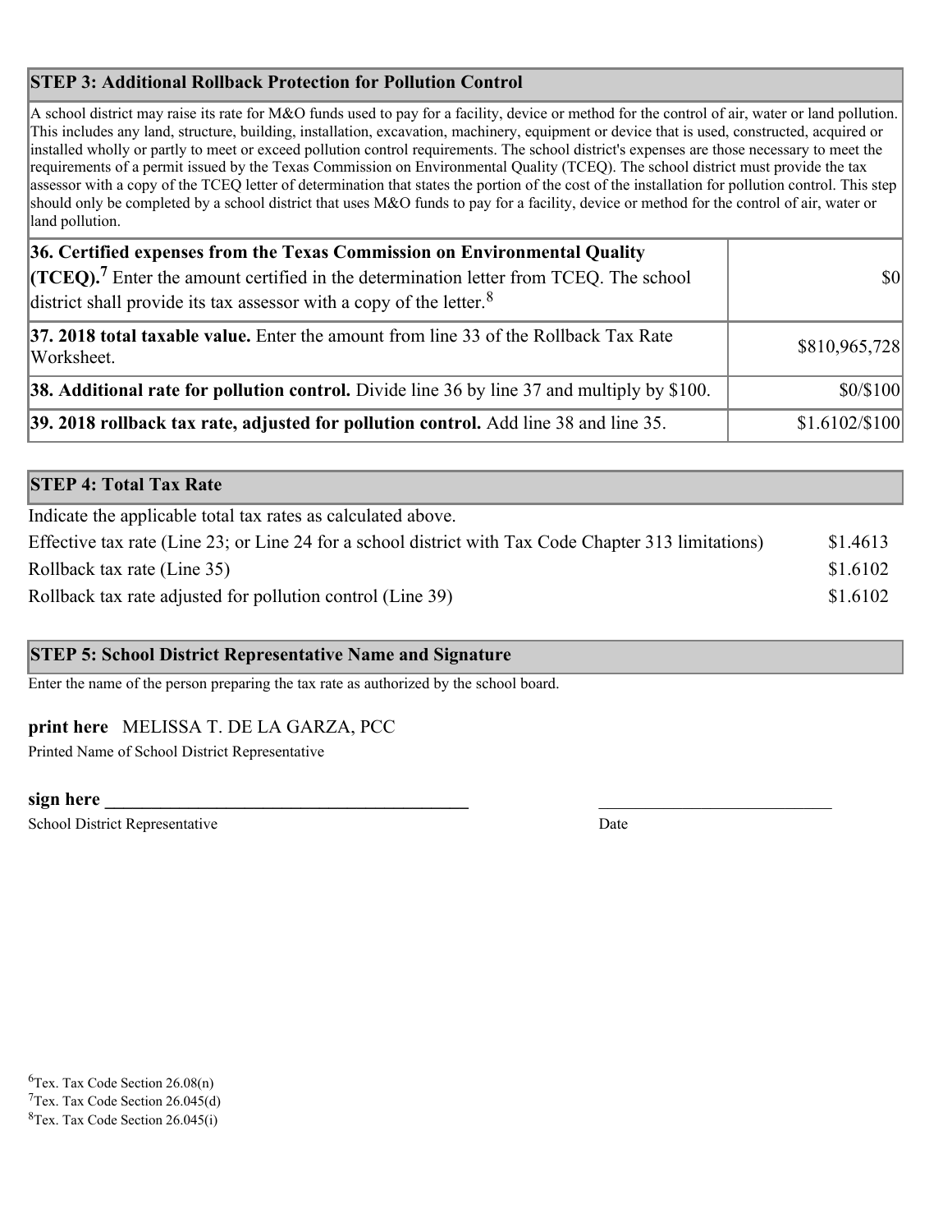## STEP 3: Additional Rollback Protection for Pollution Control

A school district may raise its rate for M&O funds used to pay for a facility, device or method for the control of air, water or land pollution. This includes any land, structure, building, installation, excavation, machinery, equipment or device that is used, constructed, acquired or installed wholly or partly to meet or exceed pollution control requirements. The school district's expenses are those necessary to meet the requirements of a permit issued by the Texas Commission on Environmental Quality (TCEQ). The school district must provide the tax assessor with a copy of the TCEQ letter of determination that states the portion of the cost of the installation for pollution control. This step should only be completed by a school district that uses M&O funds to pay for a facility, device or method for the control of air, water or land pollution.

| | |
|---|---|
| **36. Certified expenses from the Texas Commission on Environmental Quality (TCEQ).**[7] Enter the amount certified in the determination letter from TCEQ. The school district shall provide its tax assessor with a copy of the letter.[8] | $0 |
| **37. 2018 total taxable value.** Enter the amount from line 33 of the Rollback Tax Rate Worksheet. | $810,965,728 |
| **38. Additional rate for pollution control.** Divide line 36 by line 37 and multiply by $100. | $0/$100 |
| **39. 2018 rollback tax rate, adjusted for pollution control.** Add line 38 and line 35. | $1.6102/$100 |

## STEP 4: Total Tax Rate

Indicate the applicable total tax rates as calculated above.

| | |
|---|---|
| Effective tax rate (Line 23; or Line 24 for a school district with Tax Code Chapter 313 limitations) | $1.4613 |
| Rollback tax rate (Line 35) | $1.6102 |
| Rollback tax rate adjusted for pollution control (Line 39) | $1.6102 |

## STEP 5: School District Representative Name and Signature

Enter the name of the person preparing the tax rate as authorized by the school board.

**print here** MELISSA T. DE LA GARZA, PCC

Printed Name of School District Representative

**sign here** ________________________________________ ____________________________

School District Representative Date

[6] Tex. Tax Code Section 26.08(n)
[7] Tex. Tax Code Section 26.045(d)
[8] Tex. Tax Code Section 26.045(i)